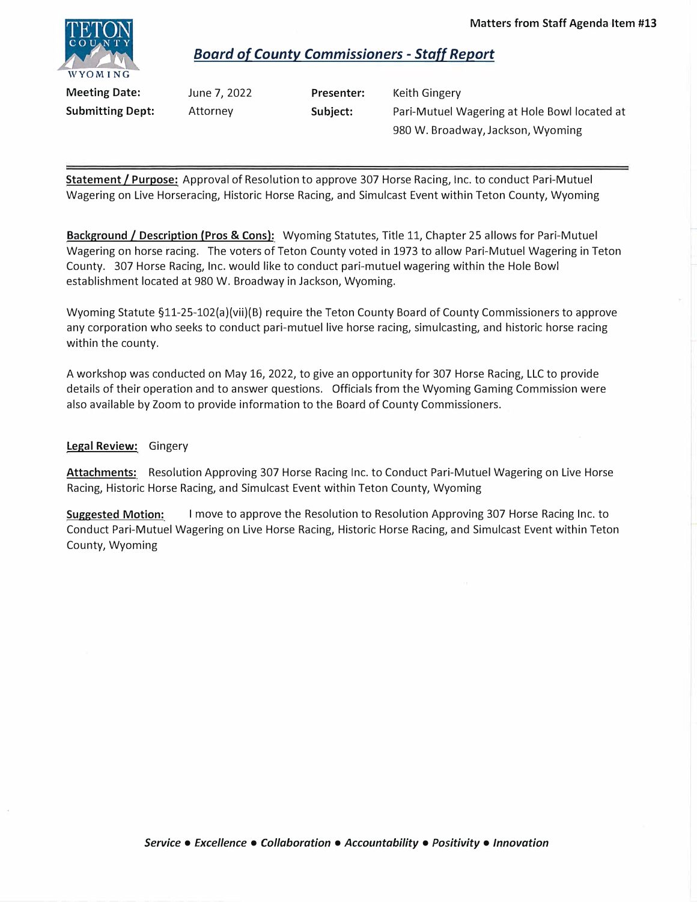Matters from Staff Agenda Item #13

TETON COUNTY WYOMING

## *Board of County Commissioners - Staff Report*

| | | | |
|---|---|---|---|
| **Meeting Date:** | June 7, 2022 | **Presenter:** | Keith Gingery |
| **Submitting Dept:** | Attorney | **Subject:** | Pari-Mutuel Wagering at Hole Bowl located at 980 W. Broadway, Jackson, Wyoming |

---

**Statement / Purpose:** Approval of Resolution to approve 307 Horse Racing, Inc. to conduct Pari-Mutuel Wagering on Live Horseracing, Historic Horse Racing, and Simulcast Event within Teton County, Wyoming

**Background / Description (Pros & Cons):** Wyoming Statutes, Title 11, Chapter 25 allows for Pari-Mutuel Wagering on horse racing. The voters of Teton County voted in 1973 to allow Pari-Mutuel Wagering in Teton County. 307 Horse Racing, Inc. would like to conduct pari-mutuel wagering within the Hole Bowl establishment located at 980 W. Broadway in Jackson, Wyoming.

Wyoming Statute §11-25-102(a)(vii)(B) require the Teton County Board of County Commissioners to approve any corporation who seeks to conduct pari-mutuel live horse racing, simulcasting, and historic horse racing within the county.

A workshop was conducted on May 16, 2022, to give an opportunity for 307 Horse Racing, LLC to provide details of their operation and to answer questions. Officials from the Wyoming Gaming Commission were also available by Zoom to provide information to the Board of County Commissioners.

**Legal Review:** Gingery

**Attachments:** Resolution Approving 307 Horse Racing Inc. to Conduct Pari-Mutuel Wagering on Live Horse Racing, Historic Horse Racing, and Simulcast Event within Teton County, Wyoming

**Suggested Motion:** I move to approve the Resolution to Resolution Approving 307 Horse Racing Inc. to Conduct Pari-Mutuel Wagering on Live Horse Racing, Historic Horse Racing, and Simulcast Event within Teton County, Wyoming

***Service • Excellence • Collaboration • Accountability • Positivity • Innovation***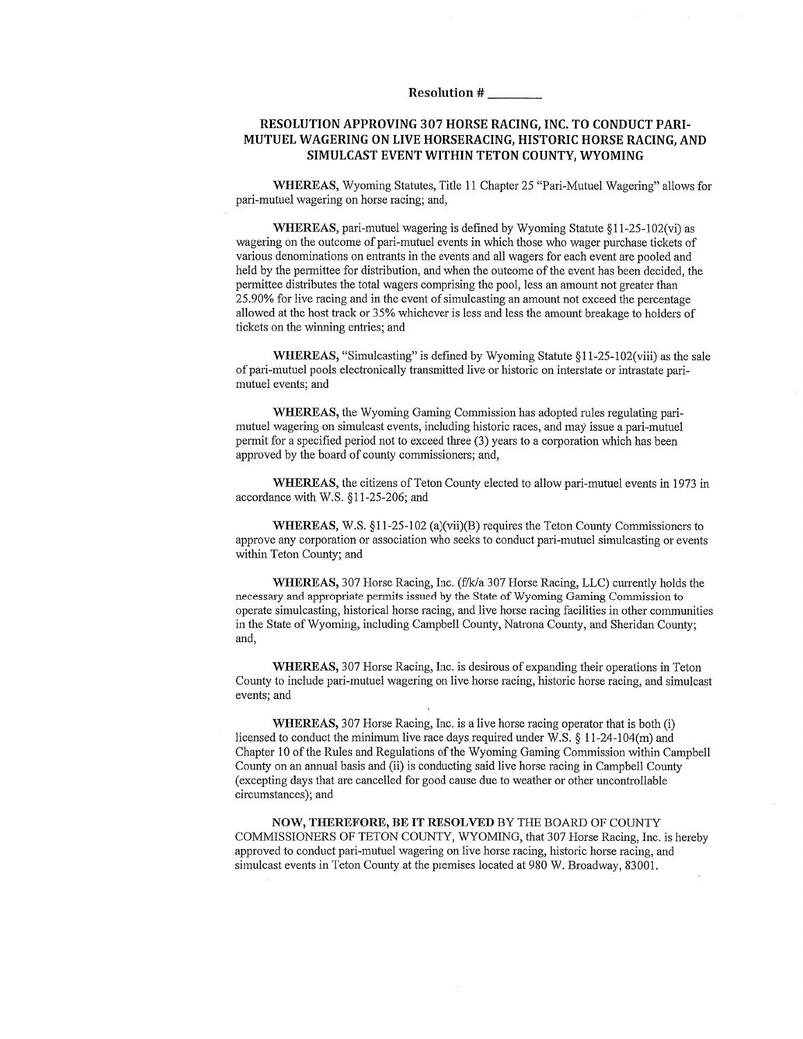**Resolution # \_\_\_\_\_\_\_\_**

## RESOLUTION APPROVING 307 HORSE RACING, INC. TO CONDUCT PARI-MUTUEL WAGERING ON LIVE HORSERACING, HISTORIC HORSE RACING, AND SIMULCAST EVENT WITHIN TETON COUNTY, WYOMING

**WHEREAS,** Wyoming Statutes, Title 11 Chapter 25 "Pari-Mutuel Wagering" allows for pari-mutuel wagering on horse racing; and,

**WHEREAS,** pari-mutuel wagering is defined by Wyoming Statute §11-25-102(vi) as wagering on the outcome of pari-mutuel events in which those who wager purchase tickets of various denominations on entrants in the events and all wagers for each event are pooled and held by the permittee for distribution, and when the outcome of the event has been decided, the permittee distributes the total wagers comprising the pool, less an amount not greater than 25.90% for live racing and in the event of simulcasting an amount not exceed the percentage allowed at the host track or 35% whichever is less and less the amount breakage to holders of tickets on the winning entries; and

**WHEREAS,** "Simulcasting" is defined by Wyoming Statute §11-25-102(viii) as the sale of pari-mutuel pools electronically transmitted live or historic on interstate or intrastate pari-mutuel events; and

**WHEREAS,** the Wyoming Gaming Commission has adopted rules regulating pari-mutuel wagering on simulcast events, including historic races, and may issue a pari-mutuel permit for a specified period not to exceed three (3) years to a corporation which has been approved by the board of county commissioners; and,

**WHEREAS,** the citizens of Teton County elected to allow pari-mutuel events in 1973 in accordance with W.S. §11-25-206; and

**WHEREAS,** W.S. §11-25-102 (a)(vii)(B) requires the Teton County Commissioners to approve any corporation or association who seeks to conduct pari-mutuel simulcasting or events within Teton County; and

**WHEREAS,** 307 Horse Racing, Inc. (f/k/a 307 Horse Racing, LLC) currently holds the necessary and appropriate permits issued by the State of Wyoming Gaming Commission to operate simulcasting, historical horse racing, and live horse racing facilities in other communities in the State of Wyoming, including Campbell County, Natrona County, and Sheridan County; and,

**WHEREAS,** 307 Horse Racing, Inc. is desirous of expanding their operations in Teton County to include pari-mutuel wagering on live horse racing, historic horse racing, and simulcast events; and

**WHEREAS,** 307 Horse Racing, Inc. is a live horse racing operator that is both (i) licensed to conduct the minimum live race days required under W.S. § 11-24-104(m) and Chapter 10 of the Rules and Regulations of the Wyoming Gaming Commission within Campbell County on an annual basis and (ii) is conducting said live horse racing in Campbell County (excepting days that are cancelled for good cause due to weather or other uncontrollable circumstances); and

**NOW, THEREFORE, BE IT RESOLVED** BY THE BOARD OF COUNTY COMMISSIONERS OF TETON COUNTY, WYOMING, that 307 Horse Racing, Inc. is hereby approved to conduct pari-mutuel wagering on live horse racing, historic horse racing, and simulcast events in Teton County at the premises located at 980 W. Broadway, 83001.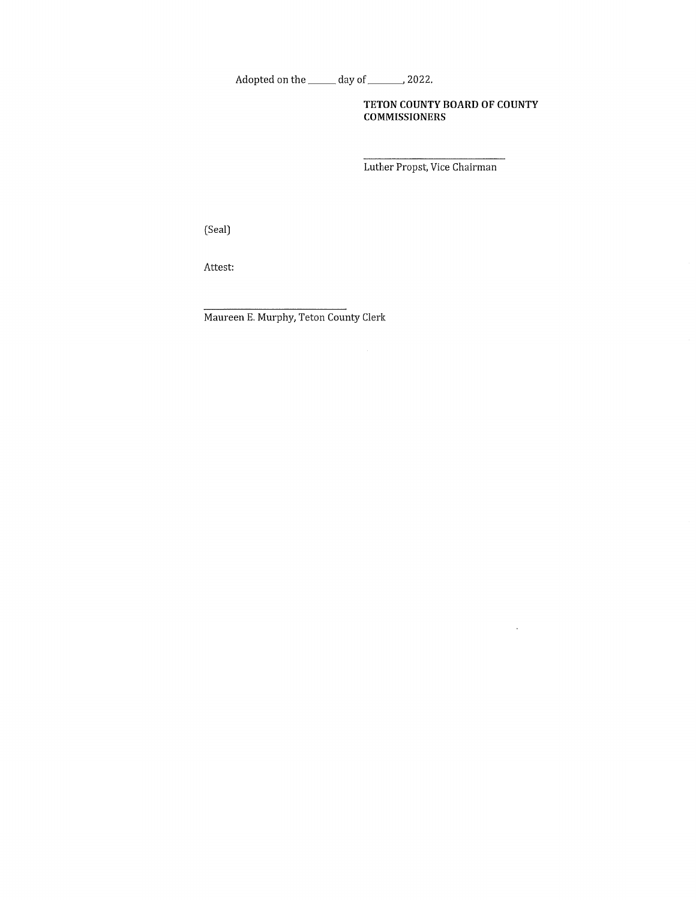Adopted on the ______ day of _______, 2022.

**TETON COUNTY BOARD OF COUNTY COMMISSIONERS**

_______________________________
Luther Propst, Vice Chairman

(Seal)

Attest:

_______________________________
Maureen E. Murphy, Teton County Clerk